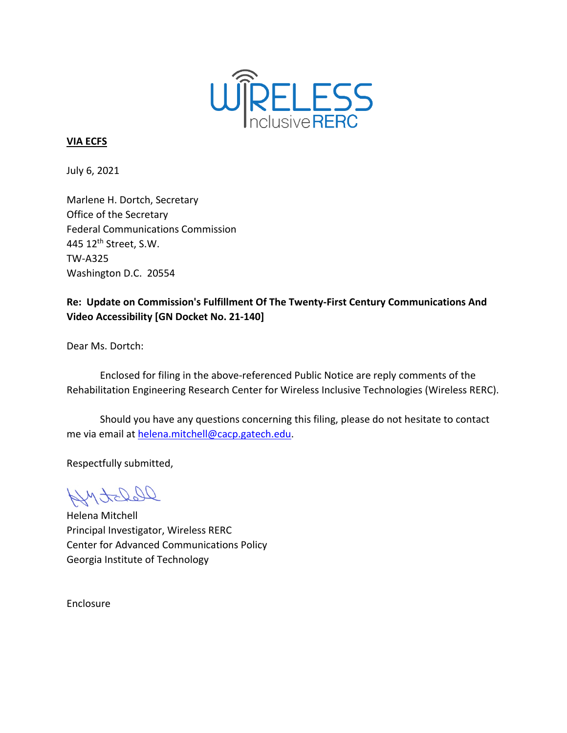**VIA ECFS**

July 6, 2021

Marlene H. Dortch, Secretary
Office of the Secretary
Federal Communications Commission
445 12th Street, S.W.
TW-A325
Washington D.C. 20554

**Re: Update on Commission's Fulfillment Of The Twenty-First Century Communications And Video Accessibility [GN Docket No. 21-140]**

Dear Ms. Dortch:

Enclosed for filing in the above-referenced Public Notice are reply comments of the Rehabilitation Engineering Research Center for Wireless Inclusive Technologies (Wireless RERC).

Should you have any questions concerning this filing, please do not hesitate to contact me via email at helena.mitchell@cacp.gatech.edu.

Respectfully submitted,

Helena Mitchell
Principal Investigator, Wireless RERC
Center for Advanced Communications Policy
Georgia Institute of Technology

Enclosure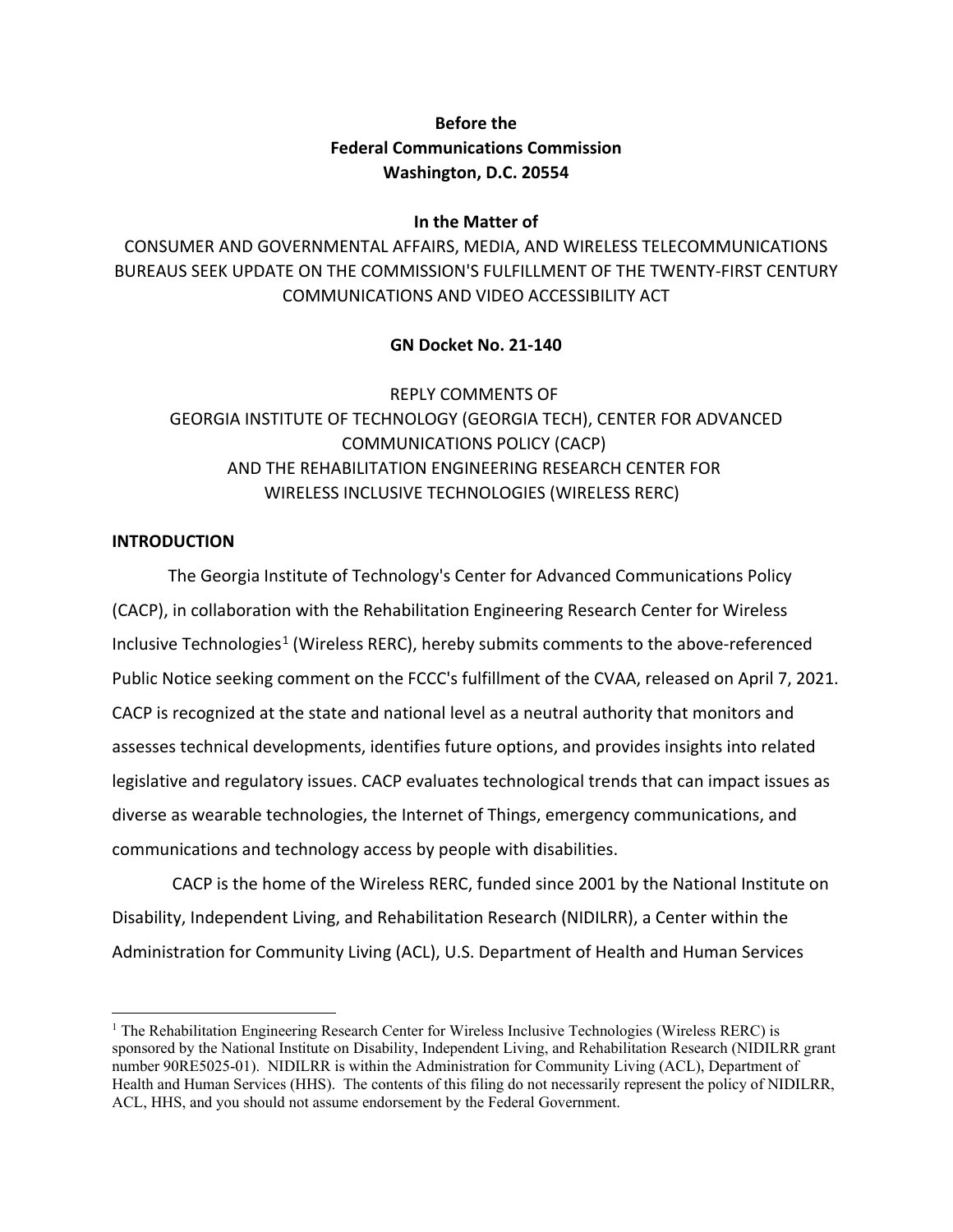**Before the**
**Federal Communications Commission**
**Washington, D.C. 20554**

**In the Matter of**

CONSUMER AND GOVERNMENTAL AFFAIRS, MEDIA, AND WIRELESS TELECOMMUNICATIONS BUREAUS SEEK UPDATE ON THE COMMISSION'S FULFILLMENT OF THE TWENTY-FIRST CENTURY COMMUNICATIONS AND VIDEO ACCESSIBILITY ACT

**GN Docket No. 21-140**

REPLY COMMENTS OF
GEORGIA INSTITUTE OF TECHNOLOGY (GEORGIA TECH), CENTER FOR ADVANCED COMMUNICATIONS POLICY (CACP)
AND THE REHABILITATION ENGINEERING RESEARCH CENTER FOR WIRELESS INCLUSIVE TECHNOLOGIES (WIRELESS RERC)

**INTRODUCTION**

The Georgia Institute of Technology's Center for Advanced Communications Policy (CACP), in collaboration with the Rehabilitation Engineering Research Center for Wireless Inclusive Technologies[1] (Wireless RERC), hereby submits comments to the above-referenced Public Notice seeking comment on the FCCC's fulfillment of the CVAA, released on April 7, 2021. CACP is recognized at the state and national level as a neutral authority that monitors and assesses technical developments, identifies future options, and provides insights into related legislative and regulatory issues. CACP evaluates technological trends that can impact issues as diverse as wearable technologies, the Internet of Things, emergency communications, and communications and technology access by people with disabilities.

CACP is the home of the Wireless RERC, funded since 2001 by the National Institute on Disability, Independent Living, and Rehabilitation Research (NIDILRR), a Center within the Administration for Community Living (ACL), U.S. Department of Health and Human Services

[1] The Rehabilitation Engineering Research Center for Wireless Inclusive Technologies (Wireless RERC) is sponsored by the National Institute on Disability, Independent Living, and Rehabilitation Research (NIDILRR grant number 90RE5025-01). NIDILRR is within the Administration for Community Living (ACL), Department of Health and Human Services (HHS). The contents of this filing do not necessarily represent the policy of NIDILRR, ACL, HHS, and you should not assume endorsement by the Federal Government.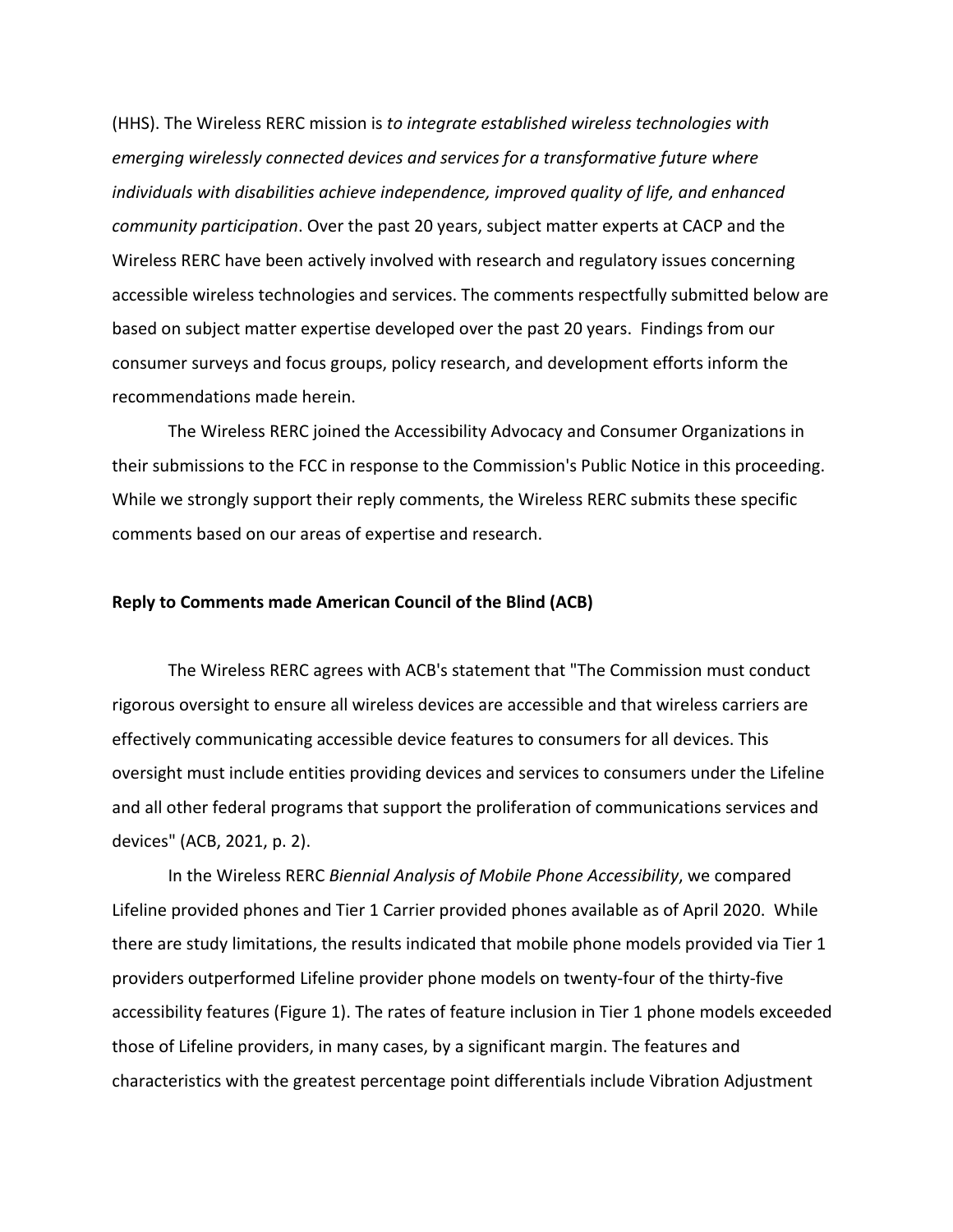(HHS). The Wireless RERC mission is *to integrate established wireless technologies with emerging wirelessly connected devices and services for a transformative future where individuals with disabilities achieve independence, improved quality of life, and enhanced community participation*. Over the past 20 years, subject matter experts at CACP and the Wireless RERC have been actively involved with research and regulatory issues concerning accessible wireless technologies and services. The comments respectfully submitted below are based on subject matter expertise developed over the past 20 years. Findings from our consumer surveys and focus groups, policy research, and development efforts inform the recommendations made herein.

The Wireless RERC joined the Accessibility Advocacy and Consumer Organizations in their submissions to the FCC in response to the Commission's Public Notice in this proceeding. While we strongly support their reply comments, the Wireless RERC submits these specific comments based on our areas of expertise and research.

**Reply to Comments made American Council of the Blind (ACB)**

The Wireless RERC agrees with ACB's statement that "The Commission must conduct rigorous oversight to ensure all wireless devices are accessible and that wireless carriers are effectively communicating accessible device features to consumers for all devices. This oversight must include entities providing devices and services to consumers under the Lifeline and all other federal programs that support the proliferation of communications services and devices" (ACB, 2021, p. 2).

In the Wireless RERC *Biennial Analysis of Mobile Phone Accessibility*, we compared Lifeline provided phones and Tier 1 Carrier provided phones available as of April 2020. While there are study limitations, the results indicated that mobile phone models provided via Tier 1 providers outperformed Lifeline provider phone models on twenty-four of the thirty-five accessibility features (Figure 1). The rates of feature inclusion in Tier 1 phone models exceeded those of Lifeline providers, in many cases, by a significant margin. The features and characteristics with the greatest percentage point differentials include Vibration Adjustment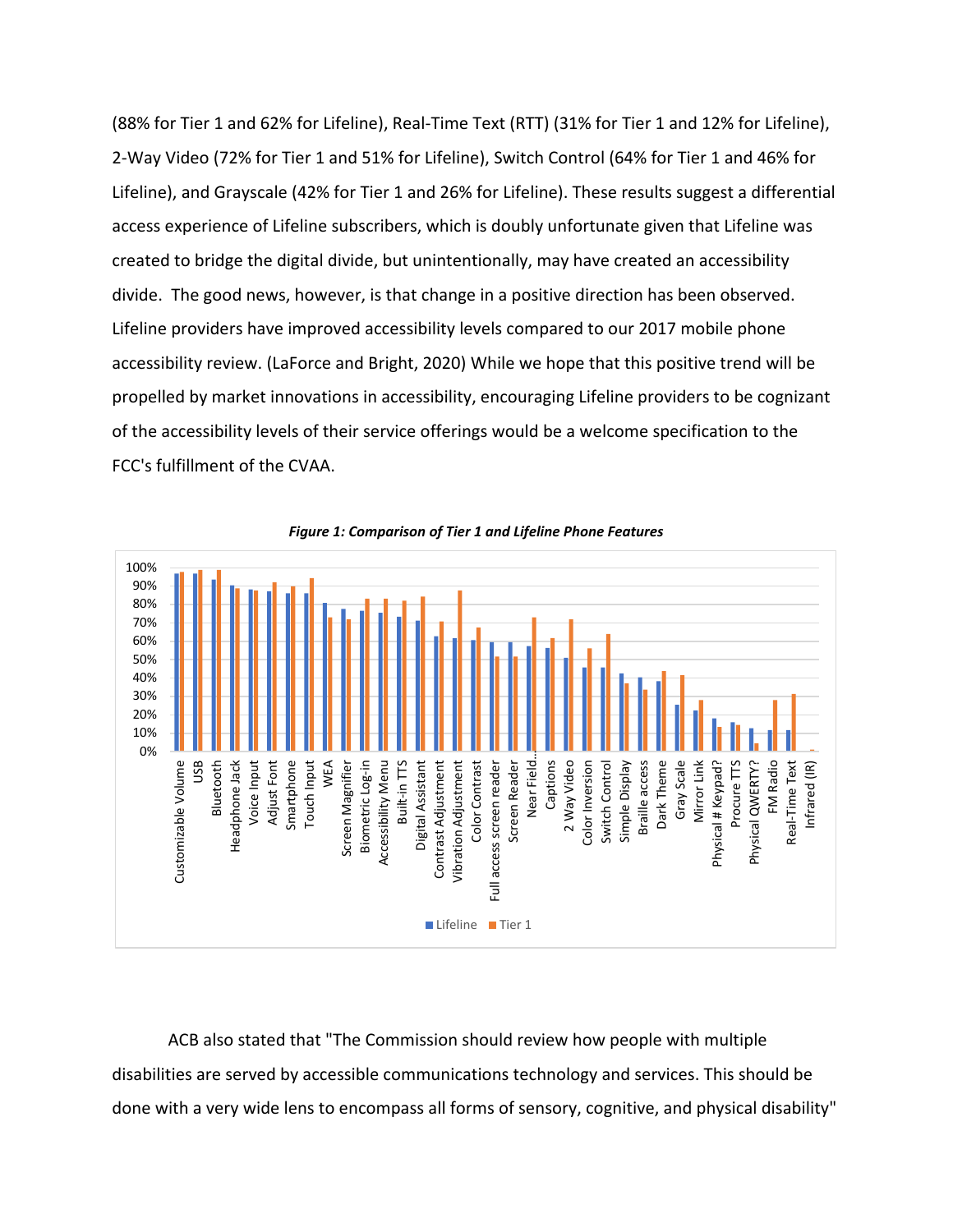(88% for Tier 1 and 62% for Lifeline), Real-Time Text (RTT) (31% for Tier 1 and 12% for Lifeline), 2-Way Video (72% for Tier 1 and 51% for Lifeline), Switch Control (64% for Tier 1 and 46% for Lifeline), and Grayscale (42% for Tier 1 and 26% for Lifeline). These results suggest a differential access experience of Lifeline subscribers, which is doubly unfortunate given that Lifeline was created to bridge the digital divide, but unintentionally, may have created an accessibility divide. The good news, however, is that change in a positive direction has been observed. Lifeline providers have improved accessibility levels compared to our 2017 mobile phone accessibility review. (LaForce and Bright, 2020) While we hope that this positive trend will be propelled by market innovations in accessibility, encouraging Lifeline providers to be cognizant of the accessibility levels of their service offerings would be a welcome specification to the FCC's fulfillment of the CVAA.

***Figure 1: Comparison of Tier 1 and Lifeline Phone Features***

ACB also stated that "The Commission should review how people with multiple disabilities are served by accessible communications technology and services. This should be done with a very wide lens to encompass all forms of sensory, cognitive, and physical disability"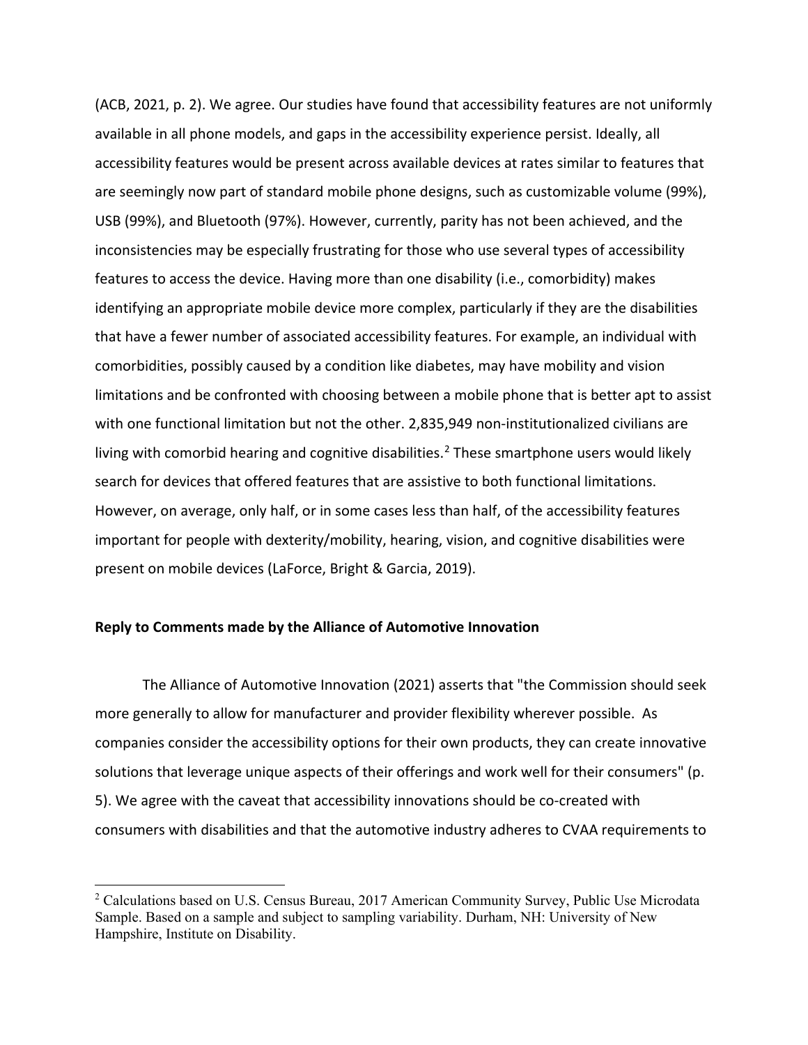(ACB, 2021, p. 2). We agree. Our studies have found that accessibility features are not uniformly available in all phone models, and gaps in the accessibility experience persist. Ideally, all accessibility features would be present across available devices at rates similar to features that are seemingly now part of standard mobile phone designs, such as customizable volume (99%), USB (99%), and Bluetooth (97%). However, currently, parity has not been achieved, and the inconsistencies may be especially frustrating for those who use several types of accessibility features to access the device. Having more than one disability (i.e., comorbidity) makes identifying an appropriate mobile device more complex, particularly if they are the disabilities that have a fewer number of associated accessibility features. For example, an individual with comorbidities, possibly caused by a condition like diabetes, may have mobility and vision limitations and be confronted with choosing between a mobile phone that is better apt to assist with one functional limitation but not the other. 2,835,949 non-institutionalized civilians are living with comorbid hearing and cognitive disabilities.[2] These smartphone users would likely search for devices that offered features that are assistive to both functional limitations. However, on average, only half, or in some cases less than half, of the accessibility features important for people with dexterity/mobility, hearing, vision, and cognitive disabilities were present on mobile devices (LaForce, Bright & Garcia, 2019).

**Reply to Comments made by the Alliance of Automotive Innovation**

The Alliance of Automotive Innovation (2021) asserts that "the Commission should seek more generally to allow for manufacturer and provider flexibility wherever possible. As companies consider the accessibility options for their own products, they can create innovative solutions that leverage unique aspects of their offerings and work well for their consumers" (p. 5). We agree with the caveat that accessibility innovations should be co-created with consumers with disabilities and that the automotive industry adheres to CVAA requirements to

[2] Calculations based on U.S. Census Bureau, 2017 American Community Survey, Public Use Microdata Sample. Based on a sample and subject to sampling variability. Durham, NH: University of New Hampshire, Institute on Disability.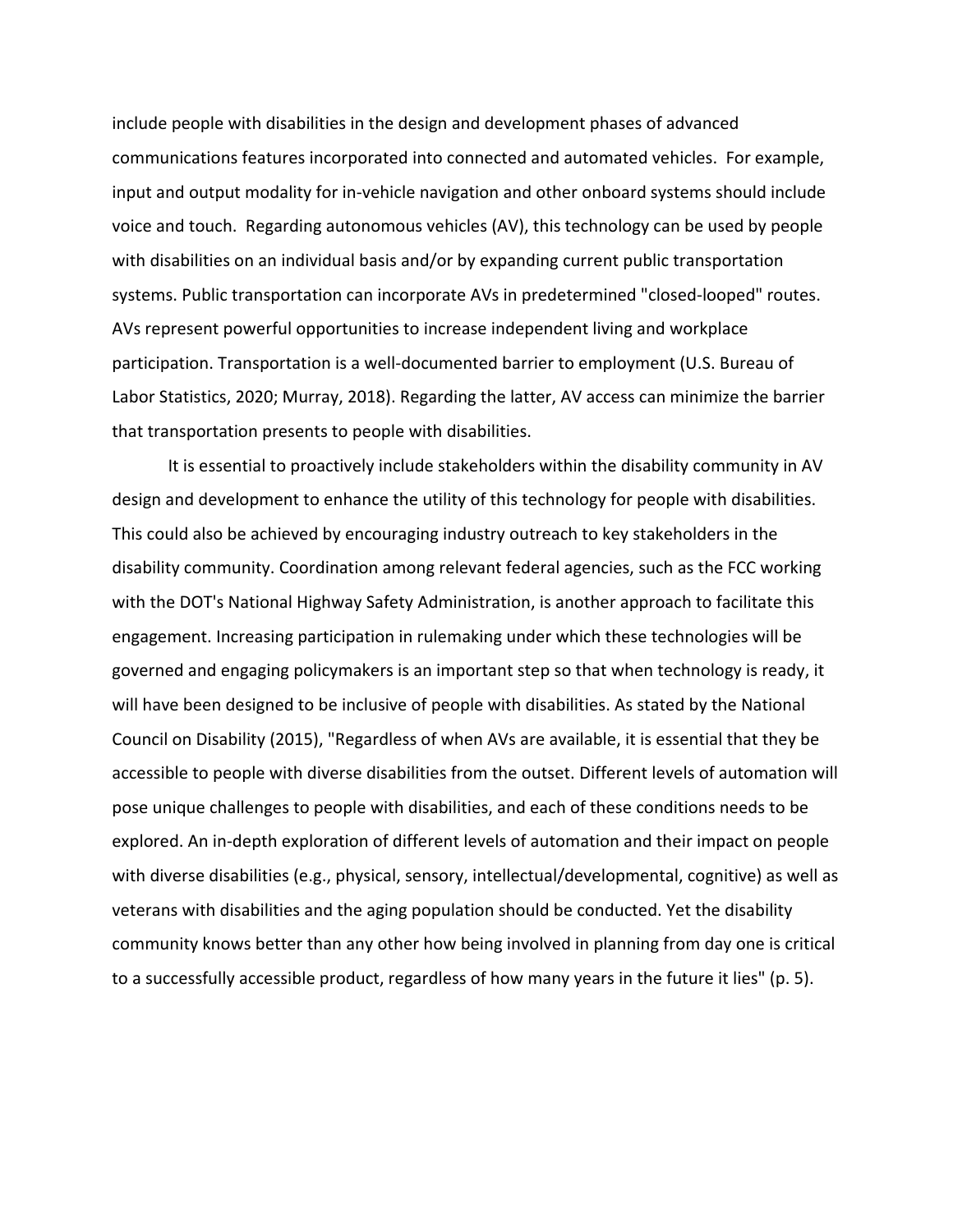include people with disabilities in the design and development phases of advanced communications features incorporated into connected and automated vehicles. For example, input and output modality for in-vehicle navigation and other onboard systems should include voice and touch. Regarding autonomous vehicles (AV), this technology can be used by people with disabilities on an individual basis and/or by expanding current public transportation systems. Public transportation can incorporate AVs in predetermined "closed-looped" routes. AVs represent powerful opportunities to increase independent living and workplace participation. Transportation is a well-documented barrier to employment (U.S. Bureau of Labor Statistics, 2020; Murray, 2018). Regarding the latter, AV access can minimize the barrier that transportation presents to people with disabilities.

It is essential to proactively include stakeholders within the disability community in AV design and development to enhance the utility of this technology for people with disabilities. This could also be achieved by encouraging industry outreach to key stakeholders in the disability community. Coordination among relevant federal agencies, such as the FCC working with the DOT's National Highway Safety Administration, is another approach to facilitate this engagement. Increasing participation in rulemaking under which these technologies will be governed and engaging policymakers is an important step so that when technology is ready, it will have been designed to be inclusive of people with disabilities. As stated by the National Council on Disability (2015), "Regardless of when AVs are available, it is essential that they be accessible to people with diverse disabilities from the outset. Different levels of automation will pose unique challenges to people with disabilities, and each of these conditions needs to be explored. An in-depth exploration of different levels of automation and their impact on people with diverse disabilities (e.g., physical, sensory, intellectual/developmental, cognitive) as well as veterans with disabilities and the aging population should be conducted. Yet the disability community knows better than any other how being involved in planning from day one is critical to a successfully accessible product, regardless of how many years in the future it lies" (p. 5).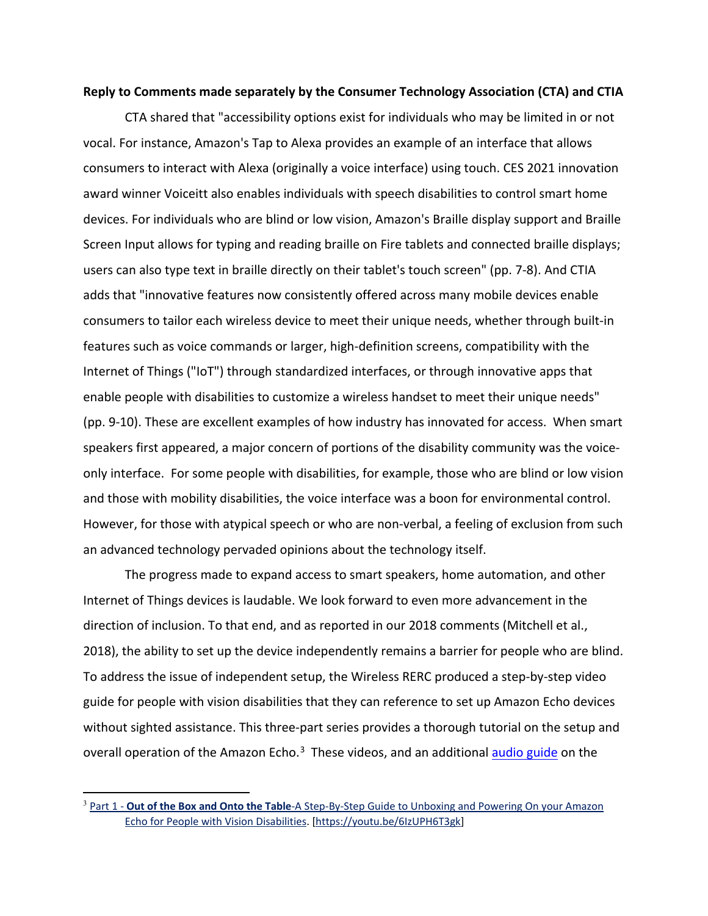**Reply to Comments made separately by the Consumer Technology Association (CTA) and CTIA**

CTA shared that "accessibility options exist for individuals who may be limited in or not vocal. For instance, Amazon's Tap to Alexa provides an example of an interface that allows consumers to interact with Alexa (originally a voice interface) using touch. CES 2021 innovation award winner Voiceitt also enables individuals with speech disabilities to control smart home devices. For individuals who are blind or low vision, Amazon's Braille display support and Braille Screen Input allows for typing and reading braille on Fire tablets and connected braille displays; users can also type text in braille directly on their tablet's touch screen" (pp. 7-8). And CTIA adds that "innovative features now consistently offered across many mobile devices enable consumers to tailor each wireless device to meet their unique needs, whether through built-in features such as voice commands or larger, high-definition screens, compatibility with the Internet of Things ("IoT") through standardized interfaces, or through innovative apps that enable people with disabilities to customize a wireless handset to meet their unique needs" (pp. 9-10). These are excellent examples of how industry has innovated for access. When smart speakers first appeared, a major concern of portions of the disability community was the voice-only interface. For some people with disabilities, for example, those who are blind or low vision and those with mobility disabilities, the voice interface was a boon for environmental control. However, for those with atypical speech or who are non-verbal, a feeling of exclusion from such an advanced technology pervaded opinions about the technology itself.

The progress made to expand access to smart speakers, home automation, and other Internet of Things devices is laudable. We look forward to even more advancement in the direction of inclusion. To that end, and as reported in our 2018 comments (Mitchell et al., 2018), the ability to set up the device independently remains a barrier for people who are blind. To address the issue of independent setup, the Wireless RERC produced a step-by-step video guide for people with vision disabilities that they can reference to set up Amazon Echo devices without sighted assistance. This three-part series provides a thorough tutorial on the setup and overall operation of the Amazon Echo.[3] These videos, and an additional audio guide on the

---

[3] Part 1 - **Out of the Box and Onto the Table**-A Step-By-Step Guide to Unboxing and Powering On your Amazon Echo for People with Vision Disabilities. [https://youtu.be/6IzUPH6T3gk]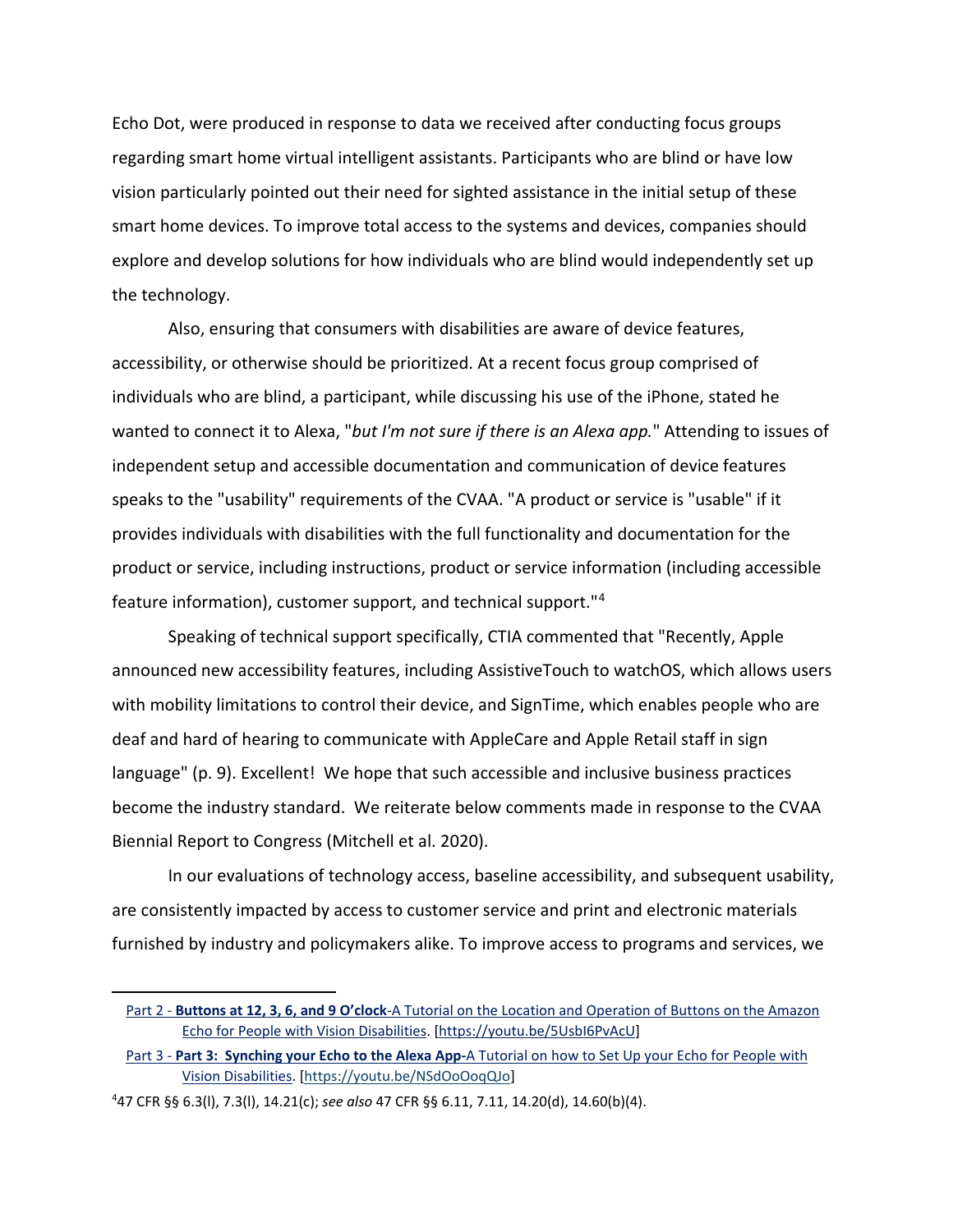Echo Dot, were produced in response to data we received after conducting focus groups regarding smart home virtual intelligent assistants. Participants who are blind or have low vision particularly pointed out their need for sighted assistance in the initial setup of these smart home devices. To improve total access to the systems and devices, companies should explore and develop solutions for how individuals who are blind would independently set up the technology.

Also, ensuring that consumers with disabilities are aware of device features, accessibility, or otherwise should be prioritized. At a recent focus group comprised of individuals who are blind, a participant, while discussing his use of the iPhone, stated he wanted to connect it to Alexa, "*but I'm not sure if there is an Alexa app.*" Attending to issues of independent setup and accessible documentation and communication of device features speaks to the "usability" requirements of the CVAA. "A product or service is "usable" if it provides individuals with disabilities with the full functionality and documentation for the product or service, including instructions, product or service information (including accessible feature information), customer support, and technical support."[4]

Speaking of technical support specifically, CTIA commented that "Recently, Apple announced new accessibility features, including AssistiveTouch to watchOS, which allows users with mobility limitations to control their device, and SignTime, which enables people who are deaf and hard of hearing to communicate with AppleCare and Apple Retail staff in sign language" (p. 9). Excellent! We hope that such accessible and inclusive business practices become the industry standard. We reiterate below comments made in response to the CVAA Biennial Report to Congress (Mitchell et al. 2020).

In our evaluations of technology access, baseline accessibility, and subsequent usability, are consistently impacted by access to customer service and print and electronic materials furnished by industry and policymakers alike. To improve access to programs and services, we

---

Part 2 - **Buttons at 12, 3, 6, and 9 O'clock**-A Tutorial on the Location and Operation of Buttons on the Amazon Echo for People with Vision Disabilities. [https://youtu.be/5UsbI6PvAcU]

Part 3 - **Part 3: Synching your Echo to the Alexa App-**A Tutorial on how to Set Up your Echo for People with Vision Disabilities. [https://youtu.be/NSdOoOoqQJo]

[4] 47 CFR §§ 6.3(l), 7.3(l), 14.21(c); *see also* 47 CFR §§ 6.11, 7.11, 14.20(d), 14.60(b)(4).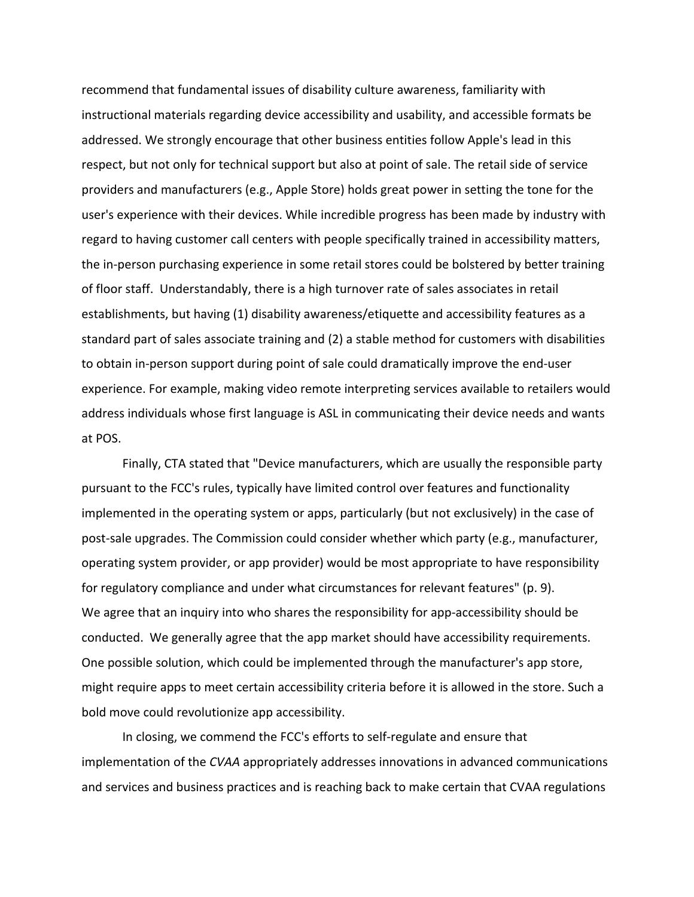recommend that fundamental issues of disability culture awareness, familiarity with instructional materials regarding device accessibility and usability, and accessible formats be addressed. We strongly encourage that other business entities follow Apple's lead in this respect, but not only for technical support but also at point of sale. The retail side of service providers and manufacturers (e.g., Apple Store) holds great power in setting the tone for the user's experience with their devices. While incredible progress has been made by industry with regard to having customer call centers with people specifically trained in accessibility matters, the in-person purchasing experience in some retail stores could be bolstered by better training of floor staff. Understandably, there is a high turnover rate of sales associates in retail establishments, but having (1) disability awareness/etiquette and accessibility features as a standard part of sales associate training and (2) a stable method for customers with disabilities to obtain in-person support during point of sale could dramatically improve the end-user experience. For example, making video remote interpreting services available to retailers would address individuals whose first language is ASL in communicating their device needs and wants at POS.

Finally, CTA stated that "Device manufacturers, which are usually the responsible party pursuant to the FCC's rules, typically have limited control over features and functionality implemented in the operating system or apps, particularly (but not exclusively) in the case of post-sale upgrades. The Commission could consider whether which party (e.g., manufacturer, operating system provider, or app provider) would be most appropriate to have responsibility for regulatory compliance and under what circumstances for relevant features" (p. 9).
We agree that an inquiry into who shares the responsibility for app-accessibility should be conducted. We generally agree that the app market should have accessibility requirements. One possible solution, which could be implemented through the manufacturer's app store, might require apps to meet certain accessibility criteria before it is allowed in the store. Such a bold move could revolutionize app accessibility.

In closing, we commend the FCC's efforts to self-regulate and ensure that implementation of the *CVAA* appropriately addresses innovations in advanced communications and services and business practices and is reaching back to make certain that CVAA regulations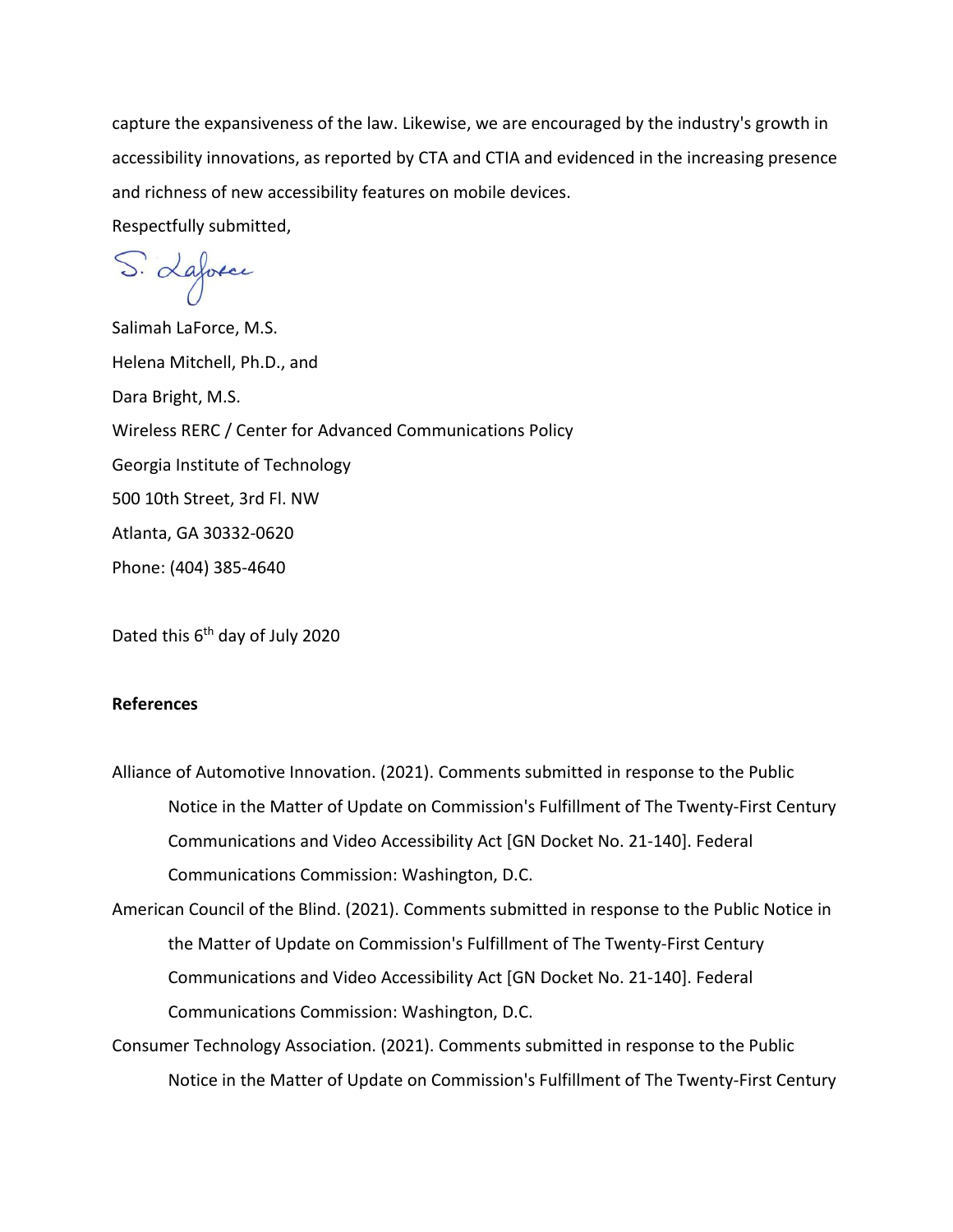capture the expansiveness of the law. Likewise, we are encouraged by the industry's growth in accessibility innovations, as reported by CTA and CTIA and evidenced in the increasing presence and richness of new accessibility features on mobile devices.

Respectfully submitted,

Salimah LaForce, M.S.

Helena Mitchell, Ph.D., and

Dara Bright, M.S.

Wireless RERC / Center for Advanced Communications Policy

Georgia Institute of Technology

500 10th Street, 3rd Fl. NW

Atlanta, GA 30332-0620

Phone: (404) 385-4640

Dated this 6th day of July 2020

**References**

Alliance of Automotive Innovation. (2021). Comments submitted in response to the Public Notice in the Matter of Update on Commission's Fulfillment of The Twenty-First Century Communications and Video Accessibility Act [GN Docket No. 21-140]. Federal Communications Commission: Washington, D.C.

American Council of the Blind. (2021). Comments submitted in response to the Public Notice in the Matter of Update on Commission's Fulfillment of The Twenty-First Century Communications and Video Accessibility Act [GN Docket No. 21-140]. Federal Communications Commission: Washington, D.C.

Consumer Technology Association. (2021). Comments submitted in response to the Public Notice in the Matter of Update on Commission's Fulfillment of The Twenty-First Century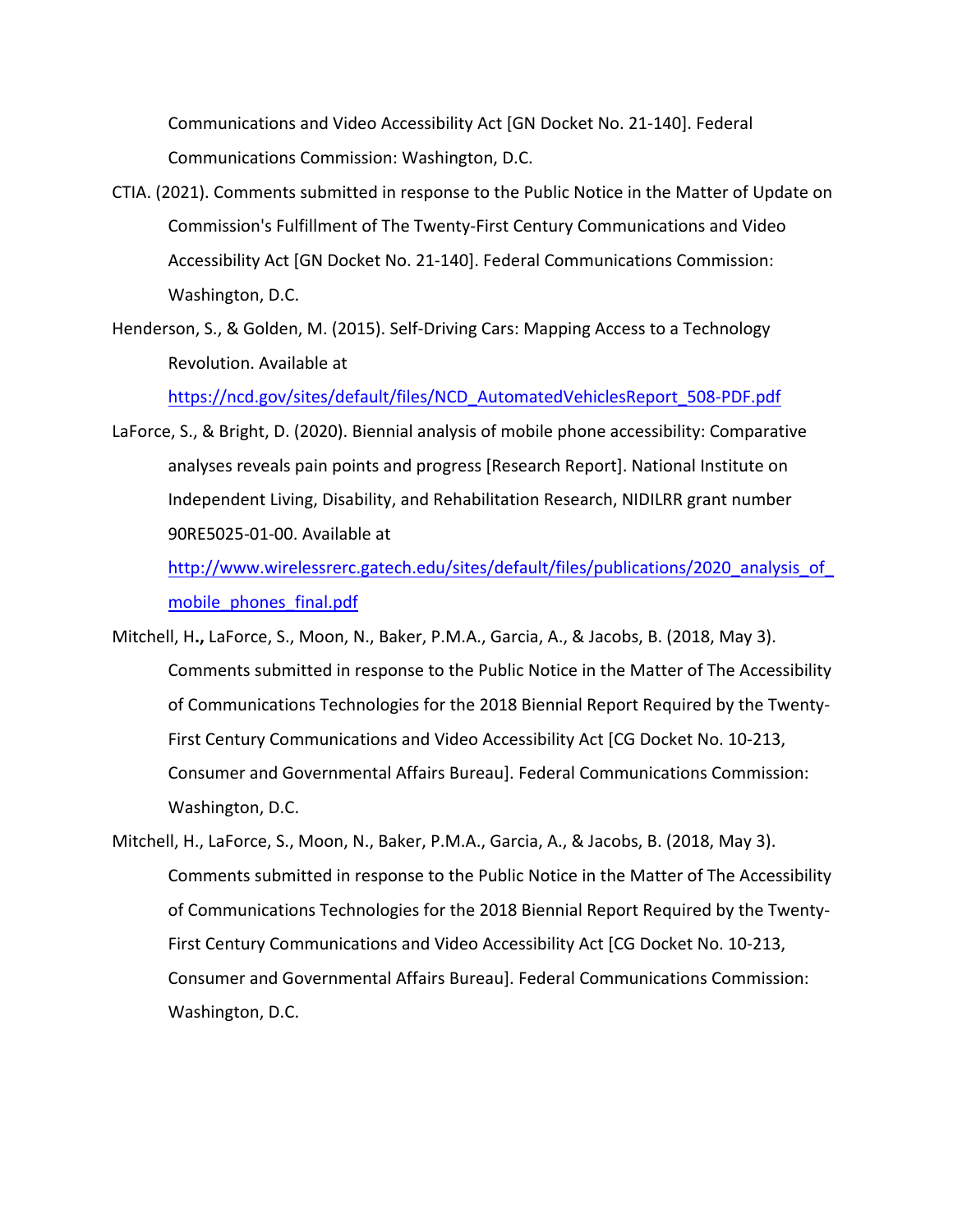Communications and Video Accessibility Act [GN Docket No. 21-140]. Federal Communications Commission: Washington, D.C.

CTIA. (2021). Comments submitted in response to the Public Notice in the Matter of Update on Commission's Fulfillment of The Twenty-First Century Communications and Video Accessibility Act [GN Docket No. 21-140]. Federal Communications Commission: Washington, D.C.

Henderson, S., & Golden, M. (2015). Self-Driving Cars: Mapping Access to a Technology Revolution. Available at https://ncd.gov/sites/default/files/NCD_AutomatedVehiclesReport_508-PDF.pdf

LaForce, S., & Bright, D. (2020). Biennial analysis of mobile phone accessibility: Comparative analyses reveals pain points and progress [Research Report]. National Institute on Independent Living, Disability, and Rehabilitation Research, NIDILRR grant number 90RE5025-01-00. Available at http://www.wirelessrerc.gatech.edu/sites/default/files/publications/2020_analysis_of_mobile_phones_final.pdf

Mitchell, H**.,** LaForce, S., Moon, N., Baker, P.M.A., Garcia, A., & Jacobs, B. (2018, May 3). Comments submitted in response to the Public Notice in the Matter of The Accessibility of Communications Technologies for the 2018 Biennial Report Required by the Twenty-First Century Communications and Video Accessibility Act [CG Docket No. 10-213, Consumer and Governmental Affairs Bureau]. Federal Communications Commission: Washington, D.C.

Mitchell, H., LaForce, S., Moon, N., Baker, P.M.A., Garcia, A., & Jacobs, B. (2018, May 3). Comments submitted in response to the Public Notice in the Matter of The Accessibility of Communications Technologies for the 2018 Biennial Report Required by the Twenty-First Century Communications and Video Accessibility Act [CG Docket No. 10-213, Consumer and Governmental Affairs Bureau]. Federal Communications Commission: Washington, D.C.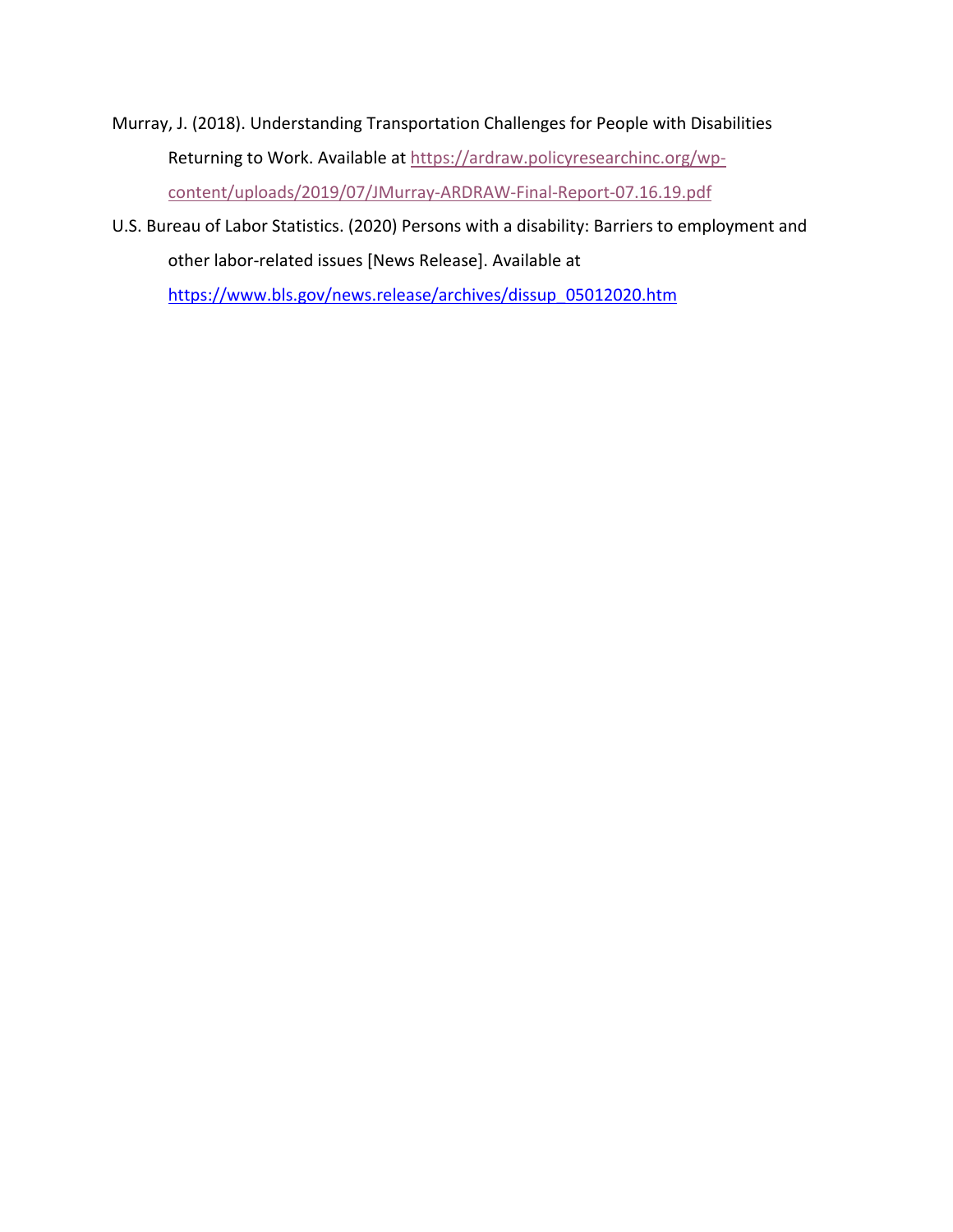Murray, J. (2018). Understanding Transportation Challenges for People with Disabilities Returning to Work. Available at https://ardraw.policyresearchinc.org/wp-content/uploads/2019/07/JMurray-ARDRAW-Final-Report-07.16.19.pdf

U.S. Bureau of Labor Statistics. (2020) Persons with a disability: Barriers to employment and other labor-related issues [News Release]. Available at https://www.bls.gov/news.release/archives/dissup_05012020.htm